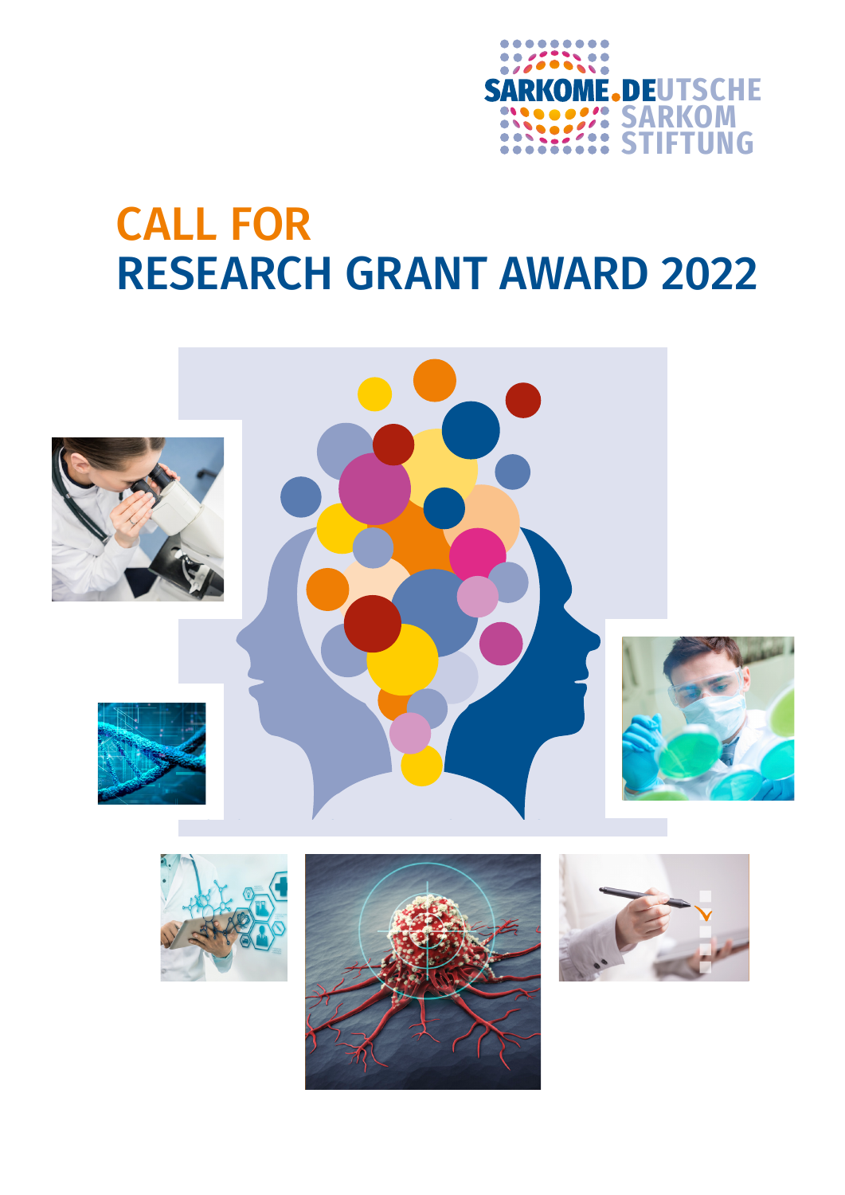SARKOME.DEUTSCHE SARKOM STIFTUNG

# CALL FOR RESEARCH GRANT AWARD 2022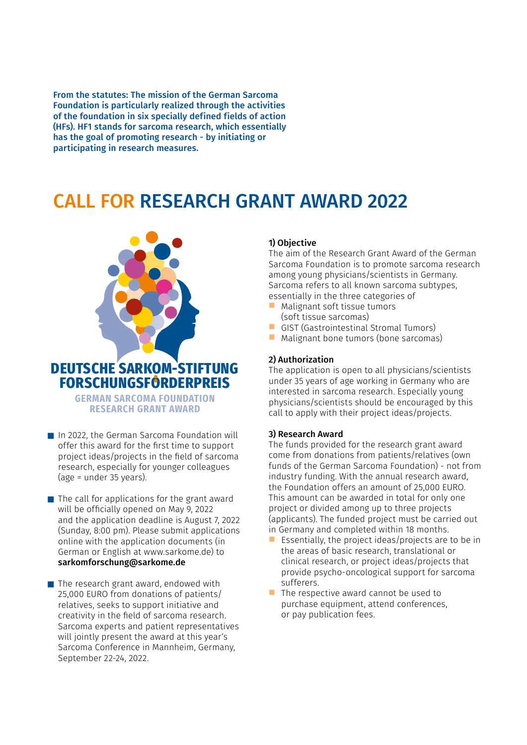**From the statutes: The mission of the German Sarcoma Foundation is particularly realized through the activities of the foundation in six specially defined fields of action (HFs). HF1 stands for sarcoma research, which essentially has the goal of promoting research - by initiating or participating in research measures.**

# CALL FOR RESEARCH GRANT AWARD 2022

**DEUTSCHE SARKOM-STIFTUNG FORSCHUNGSFÖRDERPREIS**

**GERMAN SARCOMA FOUNDATION RESEARCH GRANT AWARD**

- In 2022, the German Sarcoma Foundation will offer this award for the first time to support project ideas/projects in the field of sarcoma research, especially for younger colleagues (age = under 35 years).
- The call for applications for the grant award will be officially opened on May 9, 2022 and the application deadline is August 7, 2022 (Sunday, 8:00 pm). Please submit applications online with the application documents (in German or English at www.sarkome.de) to **sarkomforschung@sarkome.de**
- The research grant award, endowed with 25,000 EURO from donations of patients/relatives, seeks to support initiative and creativity in the field of sarcoma research. Sarcoma experts and patient representatives will jointly present the award at this year's Sarcoma Conference in Mannheim, Germany, September 22-24, 2022.

### 1) Objective

The aim of the Research Grant Award of the German Sarcoma Foundation is to promote sarcoma research among young physicians/scientists in Germany. Sarcoma refers to all known sarcoma subtypes, essentially in the three categories of

- Malignant soft tissue tumors (soft tissue sarcomas)
- GIST (Gastrointestinal Stromal Tumors)
- Malignant bone tumors (bone sarcomas)

### 2) Authorization

The application is open to all physicians/scientists under 35 years of age working in Germany who are interested in sarcoma research. Especially young physicians/scientists should be encouraged by this call to apply with their project ideas/projects.

### 3) Research Award

The funds provided for the research grant award come from donations from patients/relatives (own funds of the German Sarcoma Foundation) - not from industry funding. With the annual research award, the Foundation offers an amount of 25,000 EURO. This amount can be awarded in total for only one project or divided among up to three projects (applicants). The funded project must be carried out in Germany and completed within 18 months.

- Essentially, the project ideas/projects are to be in the areas of basic research, translational or clinical research, or project ideas/projects that provide psycho-oncological support for sarcoma sufferers.
- The respective award cannot be used to purchase equipment, attend conferences, or pay publication fees.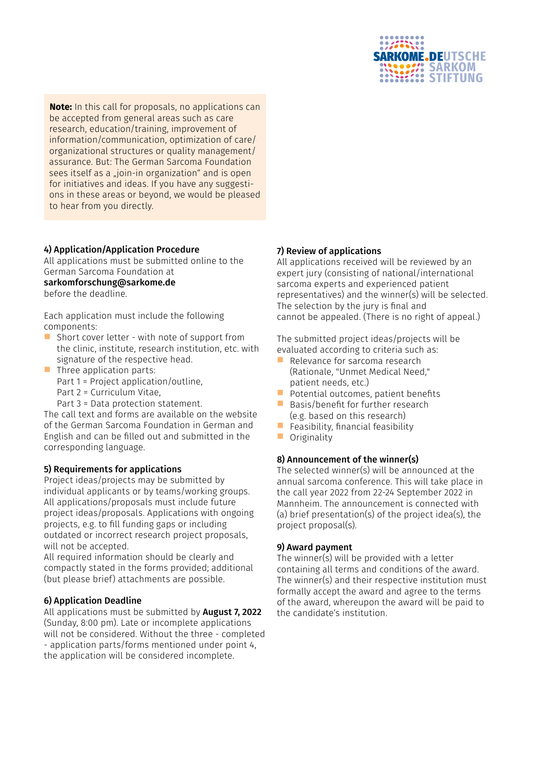**Note:** In this call for proposals, no applications can be accepted from general areas such as care research, education/training, improvement of information/communication, optimization of care/organizational structures or quality management/assurance. But: The German Sarcoma Foundation sees itself as a „join-in organization" and is open for initiatives and ideas. If you have any suggestions in these areas or beyond, we would be pleased to hear from you directly.

### 4) Application/Application Procedure

All applications must be submitted online to the German Sarcoma Foundation at
**sarkomforschung@sarkome.de**
before the deadline.

Each application must include the following components:

- Short cover letter - with note of support from the clinic, institute, research institution, etc. with signature of the respective head.
- Three application parts:
  Part 1 = Project application/outline,
  Part 2 = Curriculum Vitae,
  Part 3 = Data protection statement.

The call text and forms are available on the website of the German Sarcoma Foundation in German and English and can be filled out and submitted in the corresponding language.

### 5) Requirements for applications

Project ideas/projects may be submitted by individual applicants or by teams/working groups. All applications/proposals must include future project ideas/proposals. Applications with ongoing projects, e.g. to fill funding gaps or including outdated or incorrect research project proposals, will not be accepted.
All required information should be clearly and compactly stated in the forms provided; additional (but please brief) attachments are possible.

### 6) Application Deadline

All applications must be submitted by **August 7, 2022** (Sunday, 8:00 pm). Late or incomplete applications will not be considered. Without the three - completed - application parts/forms mentioned under point 4, the application will be considered incomplete.

### 7) Review of applications

All applications received will be reviewed by an expert jury (consisting of national/international sarcoma experts and experienced patient representatives) and the winner(s) will be selected. The selection by the jury is final and cannot be appealed. (There is no right of appeal.)

The submitted project ideas/projects will be evaluated according to criteria such as:

- Relevance for sarcoma research (Rationale, "Unmet Medical Need," patient needs, etc.)
- Potential outcomes, patient benefits
- Basis/benefit for further research (e.g. based on this research)
- Feasibility, financial feasibility
- Originality

### 8) Announcement of the winner(s)

The selected winner(s) will be announced at the annual sarcoma conference. This will take place in the call year 2022 from 22-24 September 2022 in Mannheim. The announcement is connected with (a) brief presentation(s) of the project idea(s), the project proposal(s).

### 9) Award payment

The winner(s) will be provided with a letter containing all terms and conditions of the award. The winner(s) and their respective institution must formally accept the award and agree to the terms of the award, whereupon the award will be paid to the candidate's institution.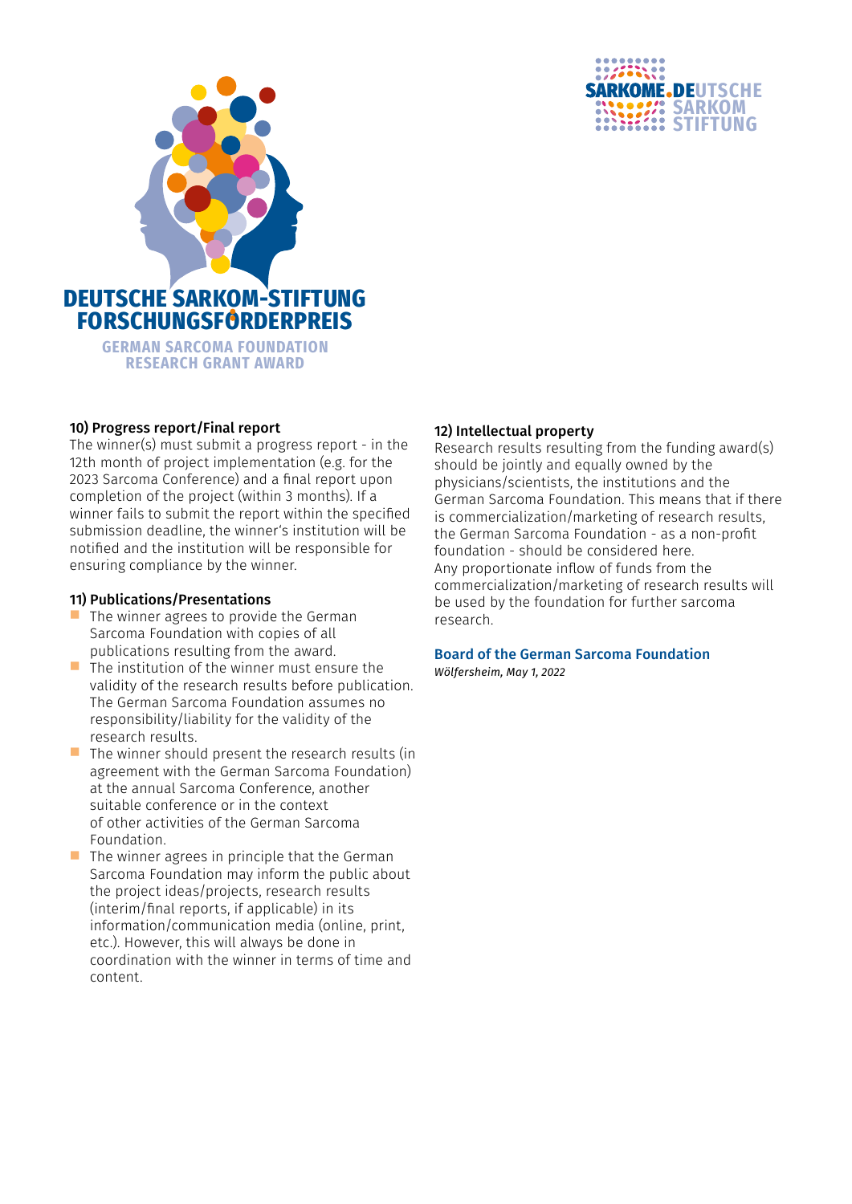# DEUTSCHE SARKOM-STIFTUNG FORSCHUNGSFÖRDERPREIS

GERMAN SARCOMA FOUNDATION RESEARCH GRANT AWARD

SARKOME.DEUTSCHE SARKOM STIFTUNG

#### 10) Progress report/Final report

The winner(s) must submit a progress report - in the 12th month of project implementation (e.g. for the 2023 Sarcoma Conference) and a final report upon completion of the project (within 3 months). If a winner fails to submit the report within the specified submission deadline, the winner's institution will be notified and the institution will be responsible for ensuring compliance by the winner.

#### 11) Publications/Presentations

- The winner agrees to provide the German Sarcoma Foundation with copies of all publications resulting from the award.
- The institution of the winner must ensure the validity of the research results before publication. The German Sarcoma Foundation assumes no responsibility/liability for the validity of the research results.
- The winner should present the research results (in agreement with the German Sarcoma Foundation) at the annual Sarcoma Conference, another suitable conference or in the context of other activities of the German Sarcoma Foundation.
- The winner agrees in principle that the German Sarcoma Foundation may inform the public about the project ideas/projects, research results (interim/final reports, if applicable) in its information/communication media (online, print, etc.). However, this will always be done in coordination with the winner in terms of time and content.

#### 12) Intellectual property

Research results resulting from the funding award(s) should be jointly and equally owned by the physicians/scientists, the institutions and the German Sarcoma Foundation. This means that if there is commercialization/marketing of research results, the German Sarcoma Foundation - as a non-profit foundation - should be considered here.
Any proportionate inflow of funds from the commercialization/marketing of research results will be used by the foundation for further sarcoma research.

**Board of the German Sarcoma Foundation**
*Wölfersheim, May 1, 2022*